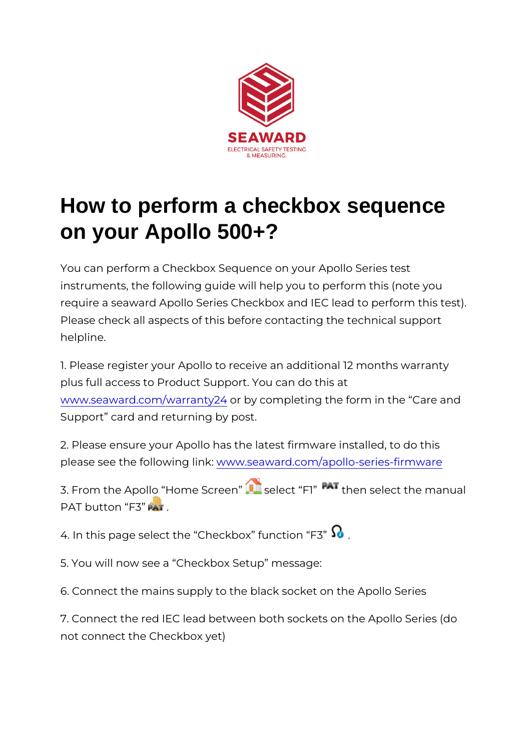SEAWARD

ELECTRICAL SAFETY TESTING & MEASURING.

# How to perform a checkbox sequence on your Apollo 500+?

You can perform a Checkbox Sequence on your Apollo Series test instruments, the following guide will help you to perform this (note you require a seaward Apollo Series Checkbox and IEC lead to perform this test). Please check all aspects of this before contacting the technical support helpline.

1. Please register your Apollo to receive an additional 12 months warranty plus full access to Product Support. You can do this at www.seaward.com/warranty24 or by completing the form in the “Care and Support” card and returning by post.

2. Please ensure your Apollo has the latest firmware installed, to do this please see the following link: www.seaward.com/apollo-series-firmware

3. From the Apollo “Home Screen” select “F1” then select the manual PAT button “F3” .

4. In this page select the “Checkbox” function “F3” .

5. You will now see a “Checkbox Setup” message:

6. Connect the mains supply to the black socket on the Apollo Series

7. Connect the red IEC lead between both sockets on the Apollo Series (do not connect the Checkbox yet)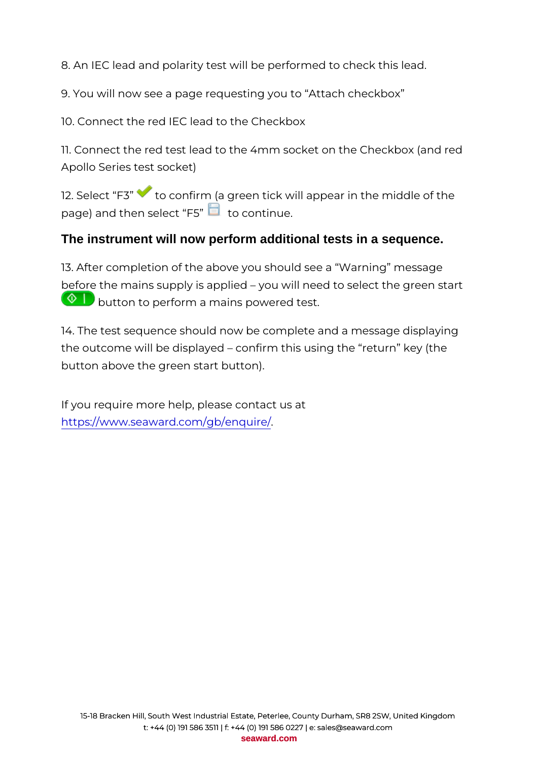8. An IEC lead and polarity test will be performed to check this lead.

9. You will now see a page requesting you to "Attach checkbox"

10. Connect the red IEC lead to the Checkbox

11. Connect the red test lead to the 4mm socket on the Checkbox (and red Apollo Series test socket)

12. Select "F3" to confirm (a green tick will appear in the middle of the page) and then select "F5" to continue.

**The instrument will now perform additional tests in a sequence.**

13. After completion of the above you should see a "Warning" message before the mains supply is applied – you will need to select the green start button to perform a mains powered test.

14. The test sequence should now be complete and a message displaying the outcome will be displayed – confirm this using the "return" key (the button above the green start button).

If you require more help, please contact us at [https://www.seaward.com/gb/enquire/](https://www.seaward.com/gb/enquire/).

15-18 Bracken Hill, South West Industrial Estate, Peterlee, County Durham, SR8 2SW, United Kingdom
t: +44 (0) 191 586 3511 | f: +44 (0) 191 586 0227 | e: sales@seaward.com
seaward.com